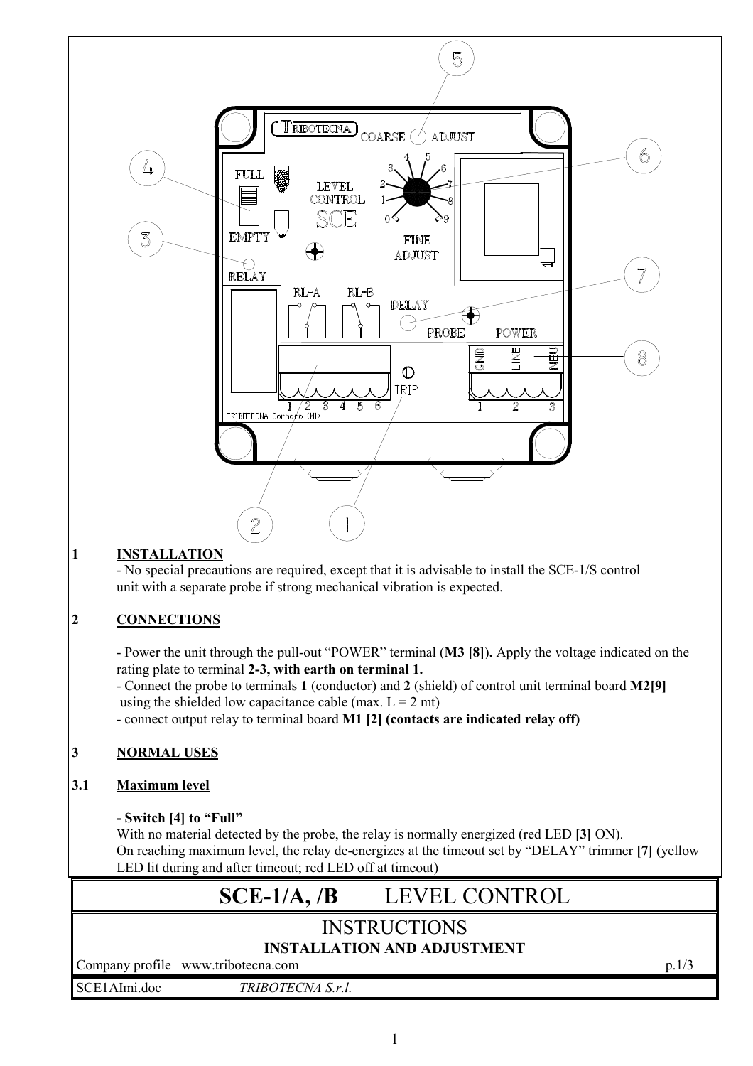1 **INSTALLATION**

- No special precautions are required, except that it is advisable to install the SCE-1/S control unit with a separate probe if strong mechanical vibration is expected.

2 **CONNECTIONS**

- Power the unit through the pull-out "POWER" terminal (**M3 [8]**)**.** Apply the voltage indicated on the rating plate to terminal **2-3, with earth on terminal 1.**
- Connect the probe to terminals **1** (conductor) and **2** (shield) of control unit terminal board **M2[9]** using the shielded low capacitance cable (max. L = 2 mt)
- connect output relay to terminal board **M1 [2] (contacts are indicated relay off)**

3 **NORMAL USES**

3.1 **Maximum level**

**- Switch [4] to "Full"**

With no material detected by the probe, the relay is normally energized (red LED **[3]** ON).
On reaching maximum level, the relay de-energizes at the timeout set by "DELAY" trimmer **[7]** (yellow LED lit during and after timeout; red LED off at timeout)

# SCE-1/A, /B LEVEL CONTROL

## INSTRUCTIONS

**INSTALLATION AND ADJUSTMENT**

Company profile www.tribotecna.com

SCE1AImi.doc *TRIBOTECNA S.r.l.*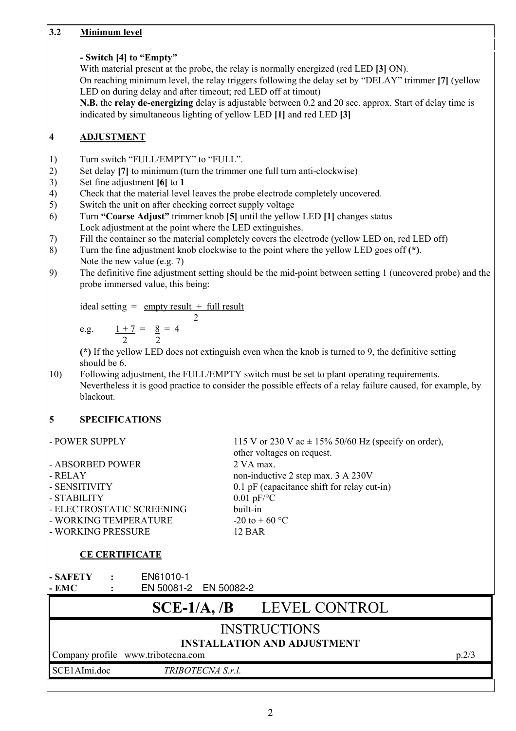## 3.2 Minimum level

**- Switch [4] to "Empty"**

With material present at the probe, the relay is normally energized (red LED **[3]** ON).
On reaching minimum level, the relay triggers following the delay set by "DELAY" trimmer **[7]** (yellow LED on during delay and after timeout; red LED off at timout)
**N.B.** the **relay de-energizing** delay is adjustable between 0.2 and 20 sec. approx. Start of delay time is indicated by simultaneous lighting of yellow LED **[1]** and red LED **[3]**

## 4 ADJUSTMENT

1) Turn switch "FULL/EMPTY" to "FULL".
2) Set delay **[7]** to minimum (turn the trimmer one full turn anti-clockwise)
3) Set fine adjustment **[6]** to **1**
4) Check that the material level leaves the probe electrode completely uncovered.
5) Switch the unit on after checking correct supply voltage
6) Turn **"Coarse Adjust"** trimmer knob **[5]** until the yellow LED **[1]** changes status
   Lock adjustment at the point where the LED extinguishes.
7) Fill the container so the material completely covers the electrode (yellow LED on, red LED off)
8) Turn the fine adjustment knob clockwise to the point where the yellow LED goes off **(*)**.
   Note the new value (e.g. 7)
9) The definitive fine adjustment setting should be the mid-point between setting 1 (uncovered probe) and the probe immersed value, this being:

$$\text{ideal setting} = \frac{\text{empty result} + \text{full result}}{2}$$

$$\text{e.g.} \quad \frac{1+7}{2} = \frac{8}{2} = 4$$

**(*)** If the yellow LED does not extinguish even when the knob is turned to 9, the definitive setting should be 6.

10) Following adjustment, the FULL/EMPTY switch must be set to plant operating requirements.
    Nevertheless it is good practice to consider the possible effects of a relay failure caused, for example, by blackout.

## 5 SPECIFICATIONS

| | |
|---|---|
| - POWER SUPPLY | 115 V or 230 V ac ± 15% 50/60 Hz (specify on order), other voltages on request. |
| - ABSORBED POWER | 2 VA max. |
| - RELAY | non-inductive 2 step max. 3 A 230V |
| - SENSITIVITY | 0.1 pF (capacitance shift for relay cut-in) |
| - STABILITY | 0.01 pF/°C |
| - ELECTROSTATIC SCREENING | built-in |
| - WORKING TEMPERATURE | -20 to + 60 °C |
| - WORKING PRESSURE | 12 BAR |

**CE CERTIFICATE**

**- SAFETY :** EN61010-1
**- EMC :** EN 50081-2 EN 50082-2

# SCE-1/A, /B LEVEL CONTROL

INSTRUCTIONS
**INSTALLATION AND ADJUSTMENT**

Company profile www.tribotecna.com

SCE1AImi.doc *TRIBOTECNA S.r.l.*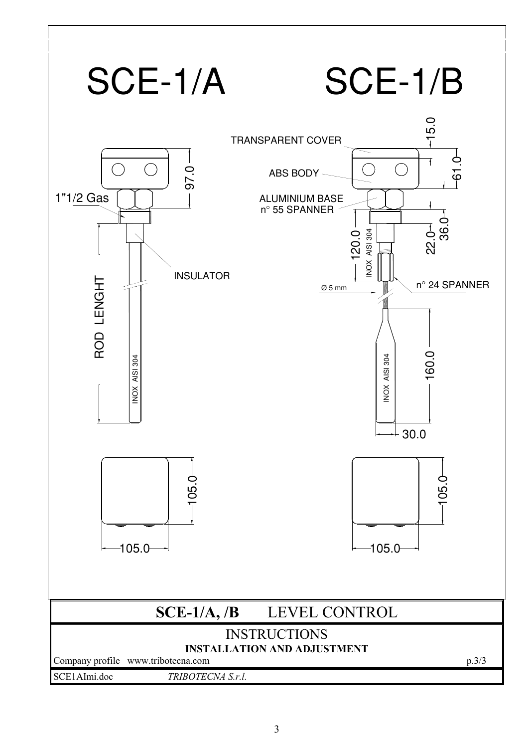# SCE-1/A SCE-1/B

1"1/2 Gas

97.0

ROD LENGHT

INSULATOR

INOX AISI 304

TRANSPARENT COVER

ABS BODY

ALUMINIUM BASE
n° 55 SPANNER

15.0

61.0

36.0

22.0

120.0

INOX AISI 304

Ø 5 mm

n° 24 SPANNER

160.0

INOX AISI 304

30.0

105.0

105.0

105.0

105.0

| | | |
|---|---|---|
| **SCE-1/A, /B** LEVEL CONTROL | | |
| INSTRUCTIONS<br>**INSTALLATION AND ADJUSTMENT** | | |
| Company profile www.tribotecna.com | | p.3/3 |
| SCE1AImi.doc | *TRIBOTECNA S.r.l.* | |